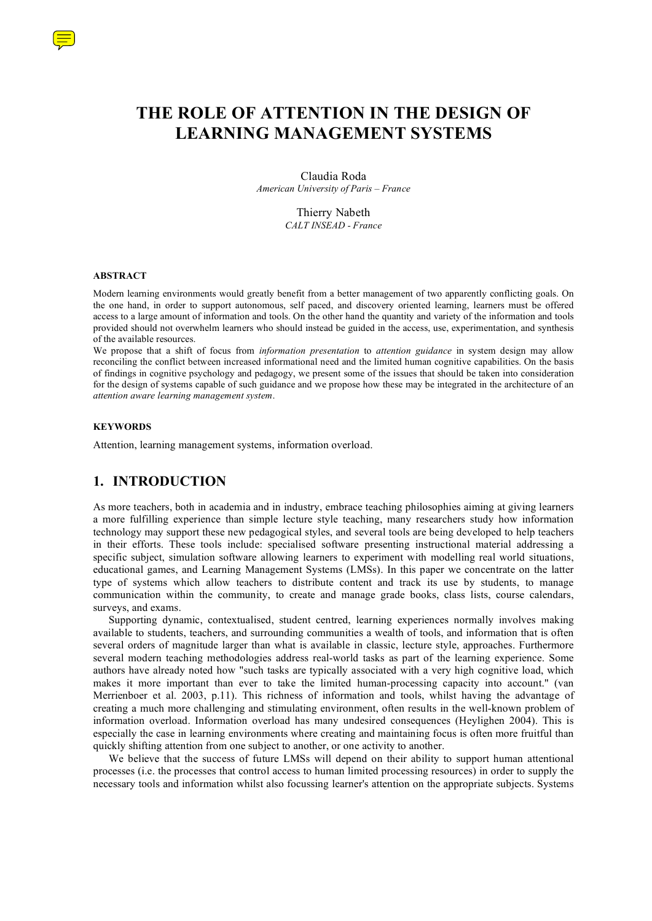# THE ROLE OF ATTENTION IN THE DESIGN OF LEARNING MANAGEMENT SYSTEMS

Claudia Roda  
*American University of Paris – France*

Thierry Nabeth  
*CALT INSEAD - France*

#### ABSTRACT

Modern learning environments would greatly benefit from a better management of two apparently conflicting goals. On the one hand, in order to support autonomous, self paced, and discovery oriented learning, learners must be offered access to a large amount of information and tools. On the other hand the quantity and variety of the information and tools provided should not overwhelm learners who should instead be guided in the access, use, experimentation, and synthesis of the available resources.

We propose that a shift of focus from *information presentation* to *attention guidance* in system design may allow reconciling the conflict between increased informational need and the limited human cognitive capabilities. On the basis of findings in cognitive psychology and pedagogy, we present some of the issues that should be taken into consideration for the design of systems capable of such guidance and we propose how these may be integrated in the architecture of an *attention aware learning management system*.

#### KEYWORDS

Attention, learning management systems, information overload.

## 1. INTRODUCTION

As more teachers, both in academia and in industry, embrace teaching philosophies aiming at giving learners a more fulfilling experience than simple lecture style teaching, many researchers study how information technology may support these new pedagogical styles, and several tools are being developed to help teachers in their efforts. These tools include: specialised software presenting instructional material addressing a specific subject, simulation software allowing learners to experiment with modelling real world situations, educational games, and Learning Management Systems (LMSs). In this paper we concentrate on the latter type of systems which allow teachers to distribute content and track its use by students, to manage communication within the community, to create and manage grade books, class lists, course calendars, surveys, and exams.

Supporting dynamic, contextualised, student centred, learning experiences normally involves making available to students, teachers, and surrounding communities a wealth of tools, and information that is often several orders of magnitude larger than what is available in classic, lecture style, approaches. Furthermore several modern teaching methodologies address real-world tasks as part of the learning experience. Some authors have already noted how "such tasks are typically associated with a very high cognitive load, which makes it more important than ever to take the limited human-processing capacity into account." (van Merrienboer et al. 2003, p.11). This richness of information and tools, whilst having the advantage of creating a much more challenging and stimulating environment, often results in the well-known problem of information overload. Information overload has many undesired consequences (Heylighen 2004). This is especially the case in learning environments where creating and maintaining focus is often more fruitful than quickly shifting attention from one subject to another, or one activity to another.

We believe that the success of future LMSs will depend on their ability to support human attentional processes (i.e. the processes that control access to human limited processing resources) in order to supply the necessary tools and information whilst also focussing learner's attention on the appropriate subjects. Systems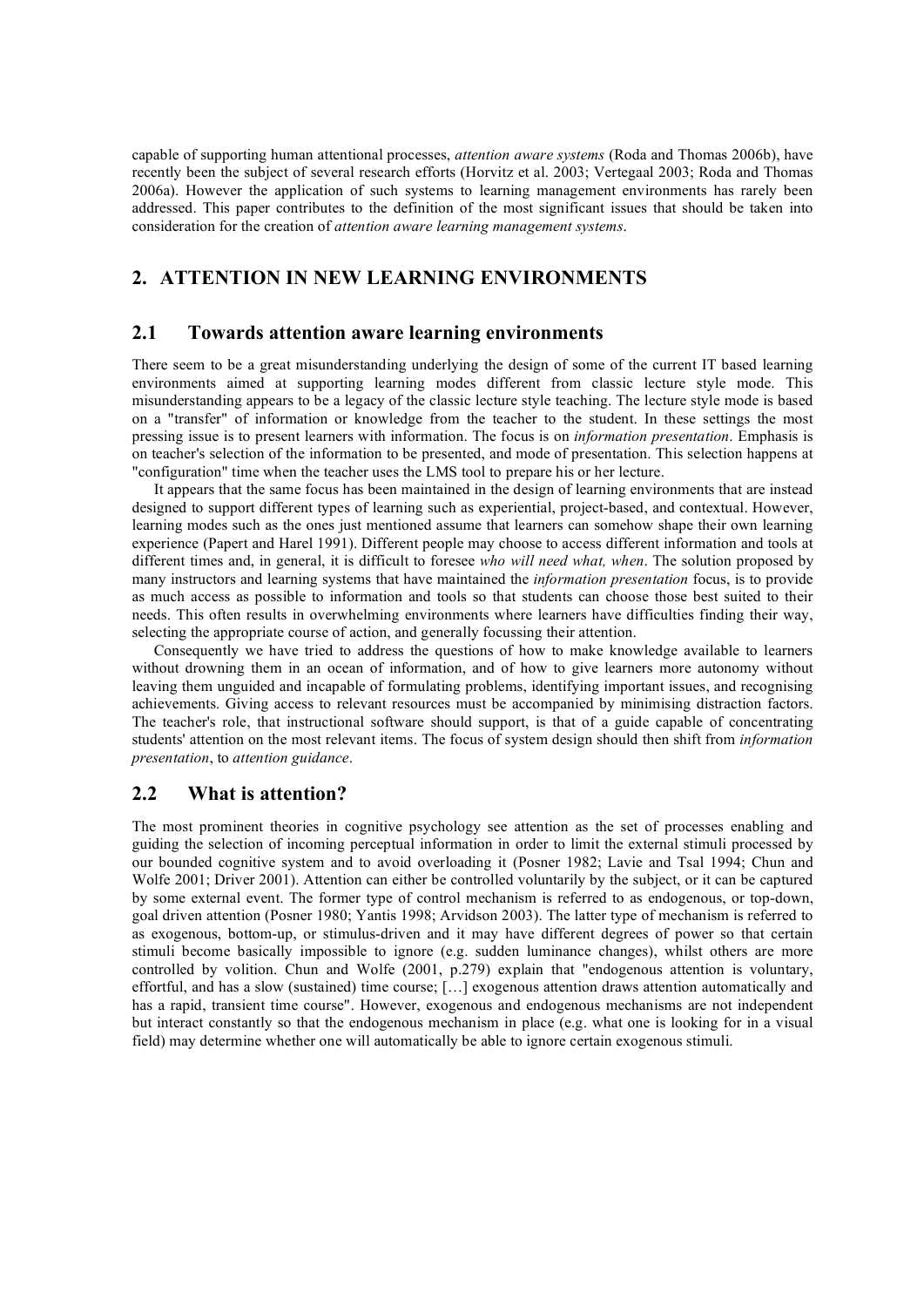capable of supporting human attentional processes, *attention aware systems* (Roda and Thomas 2006b), have recently been the subject of several research efforts (Horvitz et al. 2003; Vertegaal 2003; Roda and Thomas 2006a). However the application of such systems to learning management environments has rarely been addressed. This paper contributes to the definition of the most significant issues that should be taken into consideration for the creation of *attention aware learning management systems*.

## 2. ATTENTION IN NEW LEARNING ENVIRONMENTS

### 2.1 Towards attention aware learning environments

There seem to be a great misunderstanding underlying the design of some of the current IT based learning environments aimed at supporting learning modes different from classic lecture style mode. This misunderstanding appears to be a legacy of the classic lecture style teaching. The lecture style mode is based on a "transfer" of information or knowledge from the teacher to the student. In these settings the most pressing issue is to present learners with information. The focus is on *information presentation*. Emphasis is on teacher's selection of the information to be presented, and mode of presentation. This selection happens at "configuration" time when the teacher uses the LMS tool to prepare his or her lecture.

It appears that the same focus has been maintained in the design of learning environments that are instead designed to support different types of learning such as experiential, project-based, and contextual. However, learning modes such as the ones just mentioned assume that learners can somehow shape their own learning experience (Papert and Harel 1991). Different people may choose to access different information and tools at different times and, in general, it is difficult to foresee *who will need what, when*. The solution proposed by many instructors and learning systems that have maintained the *information presentation* focus, is to provide as much access as possible to information and tools so that students can choose those best suited to their needs. This often results in overwhelming environments where learners have difficulties finding their way, selecting the appropriate course of action, and generally focussing their attention.

Consequently we have tried to address the questions of how to make knowledge available to learners without drowning them in an ocean of information, and of how to give learners more autonomy without leaving them unguided and incapable of formulating problems, identifying important issues, and recognising achievements. Giving access to relevant resources must be accompanied by minimising distraction factors. The teacher's role, that instructional software should support, is that of a guide capable of concentrating students' attention on the most relevant items. The focus of system design should then shift from *information presentation*, to *attention guidance*.

### 2.2 What is attention?

The most prominent theories in cognitive psychology see attention as the set of processes enabling and guiding the selection of incoming perceptual information in order to limit the external stimuli processed by our bounded cognitive system and to avoid overloading it (Posner 1982; Lavie and Tsal 1994; Chun and Wolfe 2001; Driver 2001). Attention can either be controlled voluntarily by the subject, or it can be captured by some external event. The former type of control mechanism is referred to as endogenous, or top-down, goal driven attention (Posner 1980; Yantis 1998; Arvidson 2003). The latter type of mechanism is referred to as exogenous, bottom-up, or stimulus-driven and it may have different degrees of power so that certain stimuli become basically impossible to ignore (e.g. sudden luminance changes), whilst others are more controlled by volition. Chun and Wolfe (2001, p.279) explain that "endogenous attention is voluntary, effortful, and has a slow (sustained) time course; […] exogenous attention draws attention automatically and has a rapid, transient time course". However, exogenous and endogenous mechanisms are not independent but interact constantly so that the endogenous mechanism in place (e.g. what one is looking for in a visual field) may determine whether one will automatically be able to ignore certain exogenous stimuli.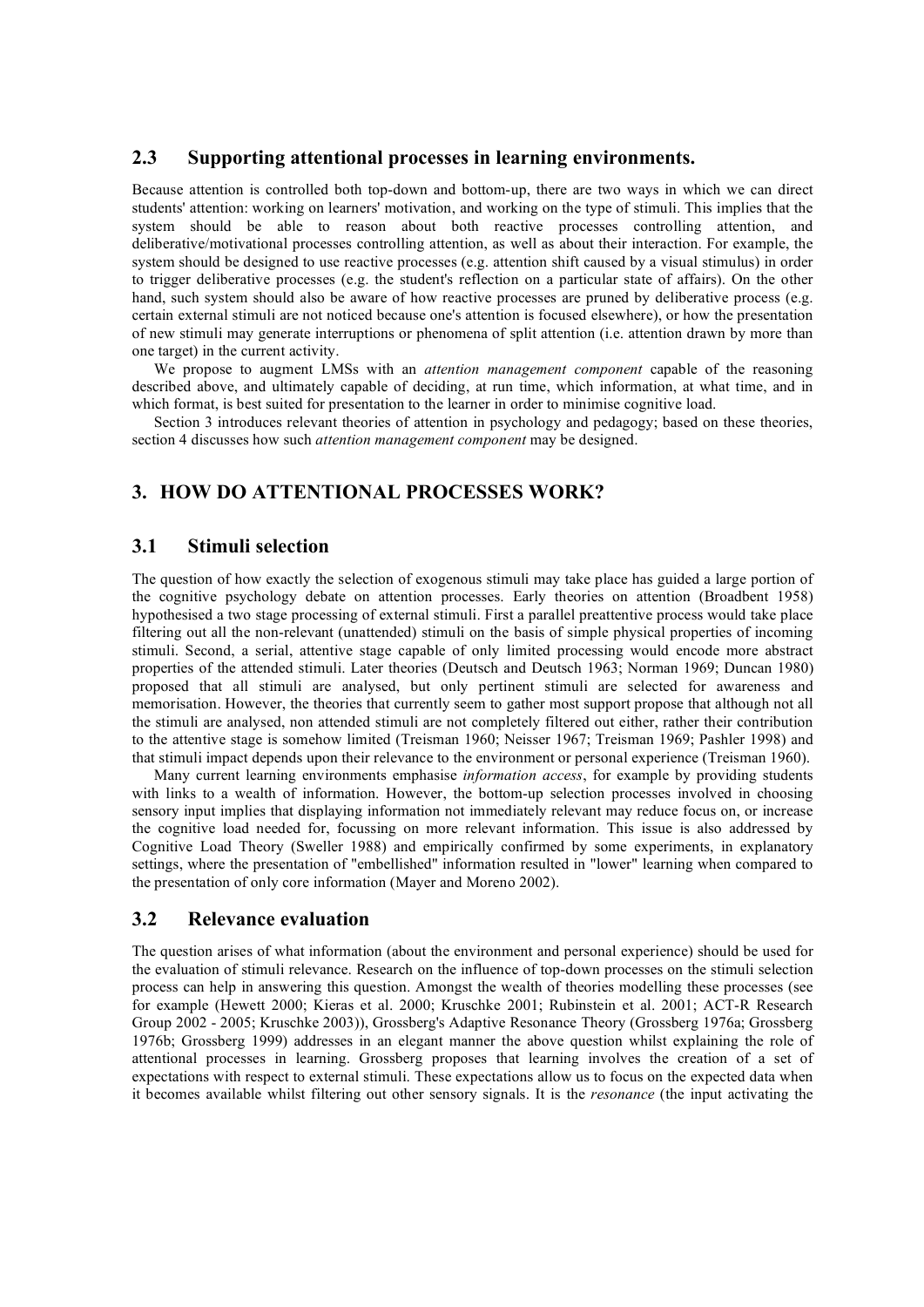## 2.3 Supporting attentional processes in learning environments.

Because attention is controlled both top-down and bottom-up, there are two ways in which we can direct students' attention: working on learners' motivation, and working on the type of stimuli. This implies that the system should be able to reason about both reactive processes controlling attention, and deliberative/motivational processes controlling attention, as well as about their interaction. For example, the system should be designed to use reactive processes (e.g. attention shift caused by a visual stimulus) in order to trigger deliberative processes (e.g. the student's reflection on a particular state of affairs). On the other hand, such system should also be aware of how reactive processes are pruned by deliberative process (e.g. certain external stimuli are not noticed because one's attention is focused elsewhere), or how the presentation of new stimuli may generate interruptions or phenomena of split attention (i.e. attention drawn by more than one target) in the current activity.

We propose to augment LMSs with an *attention management component* capable of the reasoning described above, and ultimately capable of deciding, at run time, which information, at what time, and in which format, is best suited for presentation to the learner in order to minimise cognitive load.

Section 3 introduces relevant theories of attention in psychology and pedagogy; based on these theories, section 4 discusses how such *attention management component* may be designed.

# 3. HOW DO ATTENTIONAL PROCESSES WORK?

## 3.1 Stimuli selection

The question of how exactly the selection of exogenous stimuli may take place has guided a large portion of the cognitive psychology debate on attention processes. Early theories on attention (Broadbent 1958) hypothesised a two stage processing of external stimuli. First a parallel preattentive process would take place filtering out all the non-relevant (unattended) stimuli on the basis of simple physical properties of incoming stimuli. Second, a serial, attentive stage capable of only limited processing would encode more abstract properties of the attended stimuli. Later theories (Deutsch and Deutsch 1963; Norman 1969; Duncan 1980) proposed that all stimuli are analysed, but only pertinent stimuli are selected for awareness and memorisation. However, the theories that currently seem to gather most support propose that although not all the stimuli are analysed, non attended stimuli are not completely filtered out either, rather their contribution to the attentive stage is somehow limited (Treisman 1960; Neisser 1967; Treisman 1969; Pashler 1998) and that stimuli impact depends upon their relevance to the environment or personal experience (Treisman 1960).

Many current learning environments emphasise *information access*, for example by providing students with links to a wealth of information. However, the bottom-up selection processes involved in choosing sensory input implies that displaying information not immediately relevant may reduce focus on, or increase the cognitive load needed for, focussing on more relevant information. This issue is also addressed by Cognitive Load Theory (Sweller 1988) and empirically confirmed by some experiments, in explanatory settings, where the presentation of "embellished" information resulted in "lower" learning when compared to the presentation of only core information (Mayer and Moreno 2002).

## 3.2 Relevance evaluation

The question arises of what information (about the environment and personal experience) should be used for the evaluation of stimuli relevance. Research on the influence of top-down processes on the stimuli selection process can help in answering this question. Amongst the wealth of theories modelling these processes (see for example (Hewett 2000; Kieras et al. 2000; Kruschke 2001; Rubinstein et al. 2001; ACT-R Research Group 2002 - 2005; Kruschke 2003)), Grossberg's Adaptive Resonance Theory (Grossberg 1976a; Grossberg 1976b; Grossberg 1999) addresses in an elegant manner the above question whilst explaining the role of attentional processes in learning. Grossberg proposes that learning involves the creation of a set of expectations with respect to external stimuli. These expectations allow us to focus on the expected data when it becomes available whilst filtering out other sensory signals. It is the *resonance* (the input activating the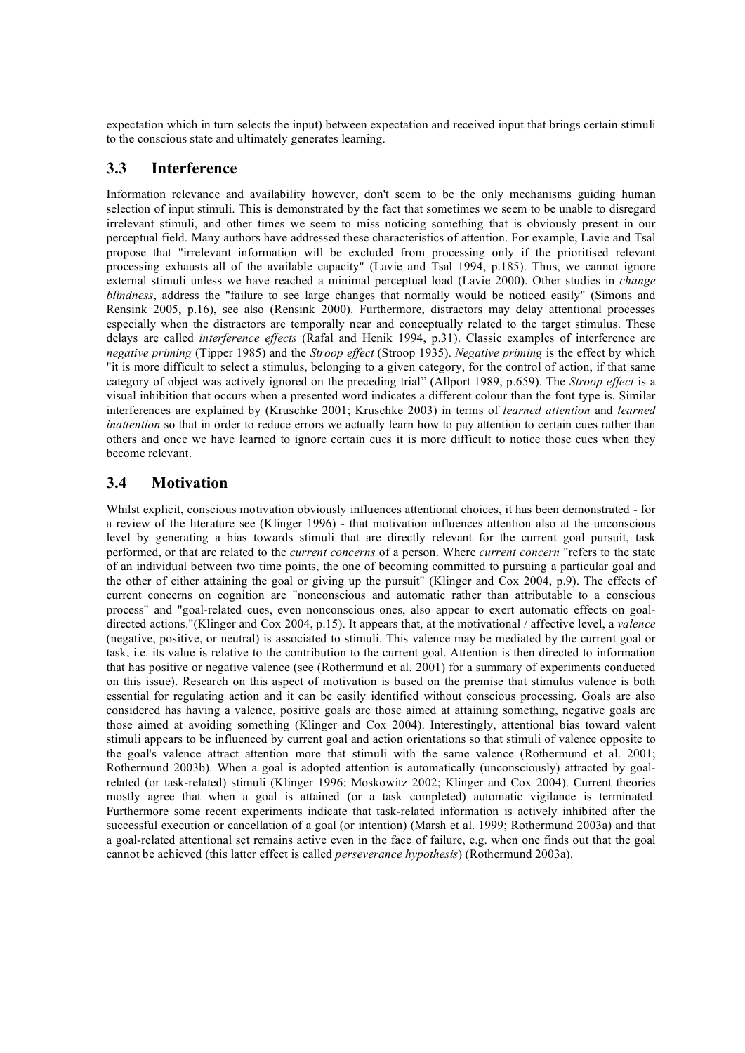expectation which in turn selects the input) between expectation and received input that brings certain stimuli to the conscious state and ultimately generates learning.

## 3.3 Interference

Information relevance and availability however, don't seem to be the only mechanisms guiding human selection of input stimuli. This is demonstrated by the fact that sometimes we seem to be unable to disregard irrelevant stimuli, and other times we seem to miss noticing something that is obviously present in our perceptual field. Many authors have addressed these characteristics of attention. For example, Lavie and Tsal propose that "irrelevant information will be excluded from processing only if the prioritised relevant processing exhausts all of the available capacity" (Lavie and Tsal 1994, p.185). Thus, we cannot ignore external stimuli unless we have reached a minimal perceptual load (Lavie 2000). Other studies in *change blindness*, address the "failure to see large changes that normally would be noticed easily" (Simons and Rensink 2005, p.16), see also (Rensink 2000). Furthermore, distractors may delay attentional processes especially when the distractors are temporally near and conceptually related to the target stimulus. These delays are called *interference effects* (Rafal and Henik 1994, p.31). Classic examples of interference are *negative priming* (Tipper 1985) and the *Stroop effect* (Stroop 1935). *Negative priming* is the effect by which "it is more difficult to select a stimulus, belonging to a given category, for the control of action, if that same category of object was actively ignored on the preceding trial" (Allport 1989, p.659). The *Stroop effect* is a visual inhibition that occurs when a presented word indicates a different colour than the font type is. Similar interferences are explained by (Kruschke 2001; Kruschke 2003) in terms of *learned attention* and *learned inattention* so that in order to reduce errors we actually learn how to pay attention to certain cues rather than others and once we have learned to ignore certain cues it is more difficult to notice those cues when they become relevant.

## 3.4 Motivation

Whilst explicit, conscious motivation obviously influences attentional choices, it has been demonstrated - for a review of the literature see (Klinger 1996) - that motivation influences attention also at the unconscious level by generating a bias towards stimuli that are directly relevant for the current goal pursuit, task performed, or that are related to the *current concerns* of a person. Where *current concern* "refers to the state of an individual between two time points, the one of becoming committed to pursuing a particular goal and the other of either attaining the goal or giving up the pursuit" (Klinger and Cox 2004, p.9). The effects of current concerns on cognition are "nonconscious and automatic rather than attributable to a conscious process" and "goal-related cues, even nonconscious ones, also appear to exert automatic effects on goal-directed actions."(Klinger and Cox 2004, p.15). It appears that, at the motivational / affective level, a *valence* (negative, positive, or neutral) is associated to stimuli. This valence may be mediated by the current goal or task, i.e. its value is relative to the contribution to the current goal. Attention is then directed to information that has positive or negative valence (see (Rothermund et al. 2001) for a summary of experiments conducted on this issue). Research on this aspect of motivation is based on the premise that stimulus valence is both essential for regulating action and it can be easily identified without conscious processing. Goals are also considered has having a valence, positive goals are those aimed at attaining something, negative goals are those aimed at avoiding something (Klinger and Cox 2004). Interestingly, attentional bias toward valent stimuli appears to be influenced by current goal and action orientations so that stimuli of valence opposite to the goal's valence attract attention more that stimuli with the same valence (Rothermund et al. 2001; Rothermund 2003b). When a goal is adopted attention is automatically (unconsciously) attracted by goal-related (or task-related) stimuli (Klinger 1996; Moskowitz 2002; Klinger and Cox 2004). Current theories mostly agree that when a goal is attained (or a task completed) automatic vigilance is terminated. Furthermore some recent experiments indicate that task-related information is actively inhibited after the successful execution or cancellation of a goal (or intention) (Marsh et al. 1999; Rothermund 2003a) and that a goal-related attentional set remains active even in the face of failure, e.g. when one finds out that the goal cannot be achieved (this latter effect is called *perseverance hypothesis*) (Rothermund 2003a).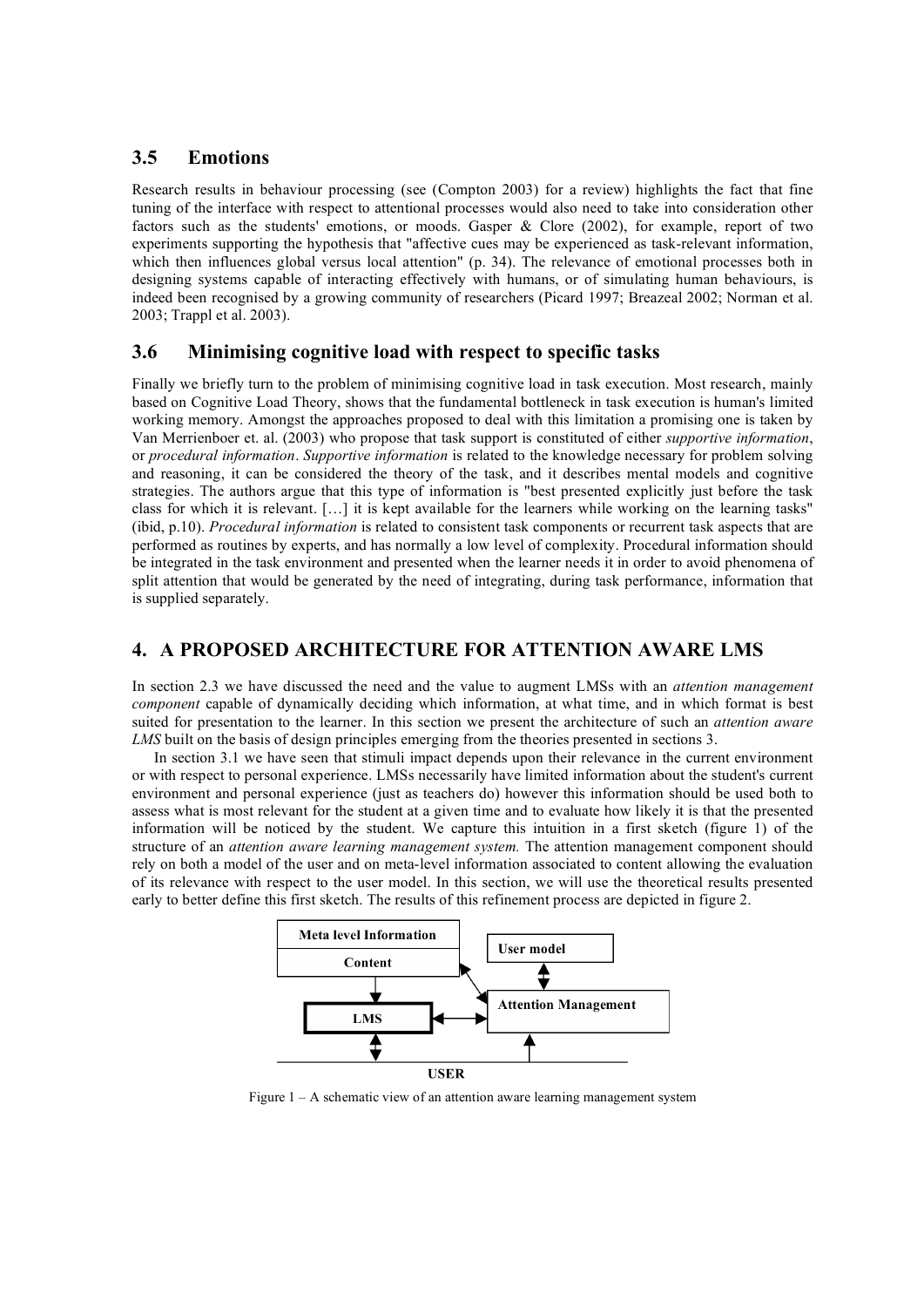## 3.5 Emotions

Research results in behaviour processing (see (Compton 2003) for a review) highlights the fact that fine tuning of the interface with respect to attentional processes would also need to take into consideration other factors such as the students' emotions, or moods. Gasper & Clore (2002), for example, report of two experiments supporting the hypothesis that "affective cues may be experienced as task-relevant information, which then influences global versus local attention" (p. 34). The relevance of emotional processes both in designing systems capable of interacting effectively with humans, or of simulating human behaviours, is indeed been recognised by a growing community of researchers (Picard 1997; Breazeal 2002; Norman et al. 2003; Trappl et al. 2003).

## 3.6 Minimising cognitive load with respect to specific tasks

Finally we briefly turn to the problem of minimising cognitive load in task execution. Most research, mainly based on Cognitive Load Theory, shows that the fundamental bottleneck in task execution is human's limited working memory. Amongst the approaches proposed to deal with this limitation a promising one is taken by Van Merrienboer et. al. (2003) who propose that task support is constituted of either *supportive information*, or *procedural information*. *Supportive information* is related to the knowledge necessary for problem solving and reasoning, it can be considered the theory of the task, and it describes mental models and cognitive strategies. The authors argue that this type of information is "best presented explicitly just before the task class for which it is relevant. […] it is kept available for the learners while working on the learning tasks" (ibid, p.10). *Procedural information* is related to consistent task components or recurrent task aspects that are performed as routines by experts, and has normally a low level of complexity. Procedural information should be integrated in the task environment and presented when the learner needs it in order to avoid phenomena of split attention that would be generated by the need of integrating, during task performance, information that is supplied separately.

# 4. A PROPOSED ARCHITECTURE FOR ATTENTION AWARE LMS

In section 2.3 we have discussed the need and the value to augment LMSs with an *attention management component* capable of dynamically deciding which information, at what time, and in which format is best suited for presentation to the learner. In this section we present the architecture of such an *attention aware LMS* built on the basis of design principles emerging from the theories presented in sections 3.

In section 3.1 we have seen that stimuli impact depends upon their relevance in the current environment or with respect to personal experience. LMSs necessarily have limited information about the student's current environment and personal experience (just as teachers do) however this information should be used both to assess what is most relevant for the student at a given time and to evaluate how likely it is that the presented information will be noticed by the student. We capture this intuition in a first sketch (figure 1) of the structure of an *attention aware learning management system.* The attention management component should rely on both a model of the user and on meta-level information associated to content allowing the evaluation of its relevance with respect to the user model. In this section, we will use the theoretical results presented early to better define this first sketch. The results of this refinement process are depicted in figure 2.

Figure 1 – A schematic view of an attention aware learning management system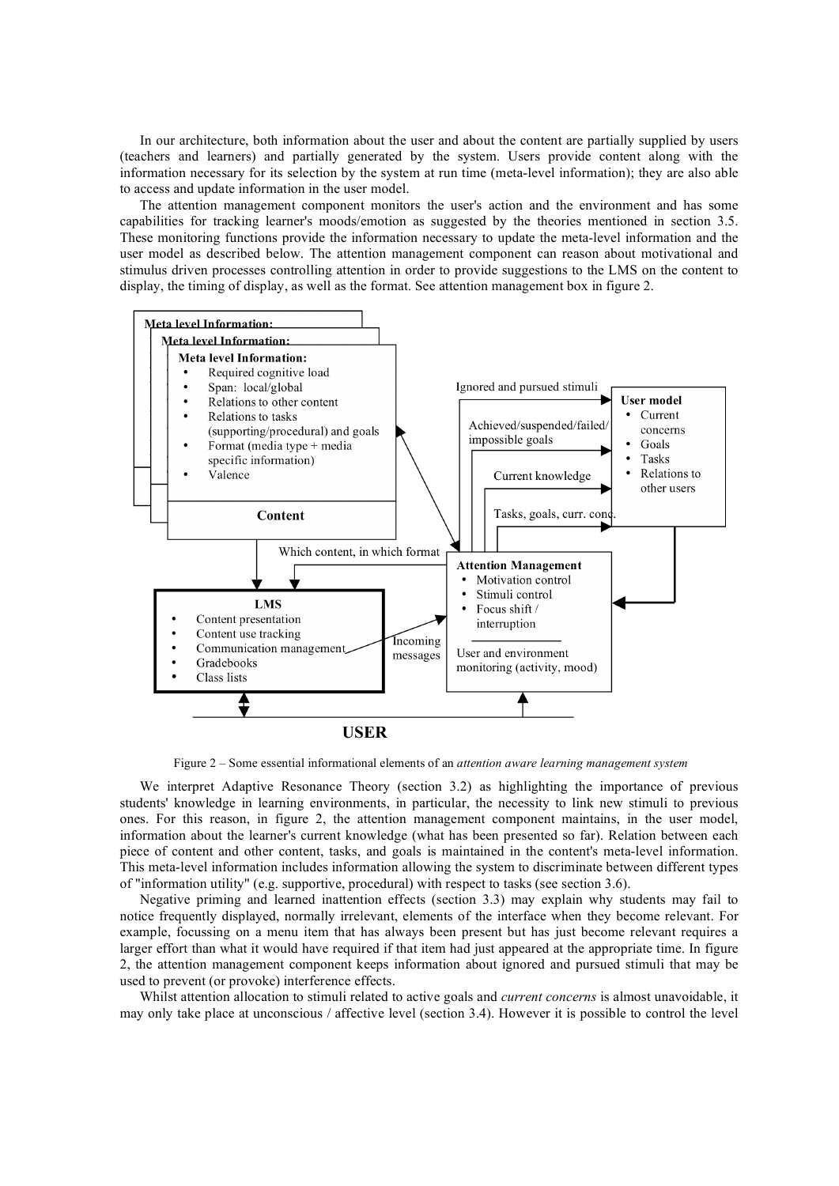In our architecture, both information about the user and about the content are partially supplied by users (teachers and learners) and partially generated by the system. Users provide content along with the information necessary for its selection by the system at run time (meta-level information); they are also able to access and update information in the user model.

The attention management component monitors the user's action and the environment and has some capabilities for tracking learner's moods/emotion as suggested by the theories mentioned in section 3.5. These monitoring functions provide the information necessary to update the meta-level information and the user model as described below. The attention management component can reason about motivational and stimulus driven processes controlling attention in order to provide suggestions to the LMS on the content to display, the timing of display, as well as the format. See attention management box in figure 2.

Figure 2 – Some essential informational elements of an *attention aware learning management system*

We interpret Adaptive Resonance Theory (section 3.2) as highlighting the importance of previous students' knowledge in learning environments, in particular, the necessity to link new stimuli to previous ones. For this reason, in figure 2, the attention management component maintains, in the user model, information about the learner's current knowledge (what has been presented so far). Relation between each piece of content and other content, tasks, and goals is maintained in the content's meta-level information. This meta-level information includes information allowing the system to discriminate between different types of "information utility" (e.g. supportive, procedural) with respect to tasks (see section 3.6).

Negative priming and learned inattention effects (section 3.3) may explain why students may fail to notice frequently displayed, normally irrelevant, elements of the interface when they become relevant. For example, focussing on a menu item that has always been present but has just become relevant requires a larger effort than what it would have required if that item had just appeared at the appropriate time. In figure 2, the attention management component keeps information about ignored and pursued stimuli that may be used to prevent (or provoke) interference effects.

Whilst attention allocation to stimuli related to active goals and *current concerns* is almost unavoidable, it may only take place at unconscious / affective level (section 3.4). However it is possible to control the level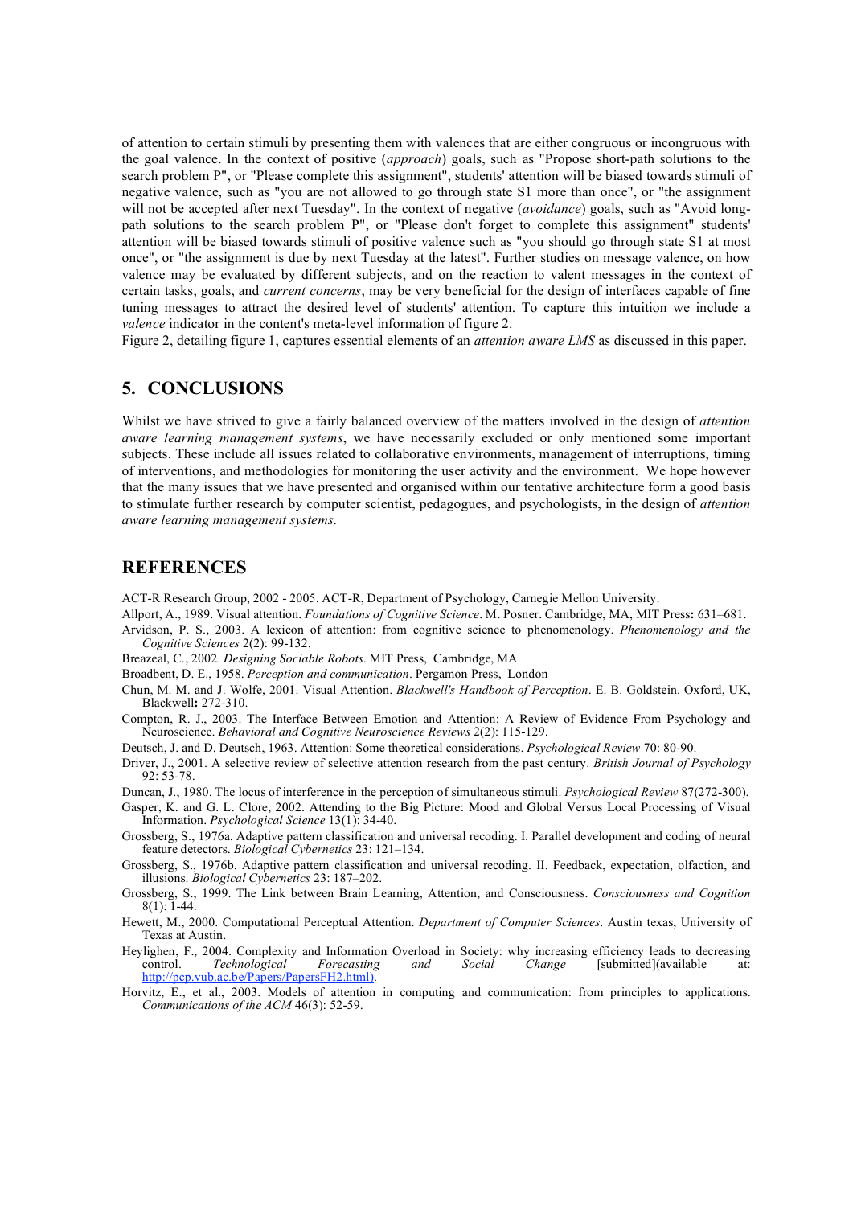of attention to certain stimuli by presenting them with valences that are either congruous or incongruous with the goal valence. In the context of positive (*approach*) goals, such as "Propose short-path solutions to the search problem P", or "Please complete this assignment", students' attention will be biased towards stimuli of negative valence, such as "you are not allowed to go through state S1 more than once", or "the assignment will not be accepted after next Tuesday". In the context of negative (*avoidance*) goals, such as "Avoid long-path solutions to the search problem P", or "Please don't forget to complete this assignment" students' attention will be biased towards stimuli of positive valence such as "you should go through state S1 at most once", or "the assignment is due by next Tuesday at the latest". Further studies on message valence, on how valence may be evaluated by different subjects, and on the reaction to valent messages in the context of certain tasks, goals, and *current concerns*, may be very beneficial for the design of interfaces capable of fine tuning messages to attract the desired level of students' attention. To capture this intuition we include a *valence* indicator in the content's meta-level information of figure 2.

Figure 2, detailing figure 1, captures essential elements of an *attention aware LMS* as discussed in this paper.

## 5. CONCLUSIONS

Whilst we have strived to give a fairly balanced overview of the matters involved in the design of *attention aware learning management systems*, we have necessarily excluded or only mentioned some important subjects. These include all issues related to collaborative environments, management of interruptions, timing of interventions, and methodologies for monitoring the user activity and the environment. We hope however that the many issues that we have presented and organised within our tentative architecture form a good basis to stimulate further research by computer scientist, pedagogues, and psychologists, in the design of *attention aware learning management systems*.

## REFERENCES

ACT-R Research Group, 2002 - 2005. ACT-R, Department of Psychology, Carnegie Mellon University.

Allport, A., 1989. Visual attention. *Foundations of Cognitive Science*. M. Posner. Cambridge, MA, MIT Press**:** 631–681.

Arvidson, P. S., 2003. A lexicon of attention: from cognitive science to phenomenology. *Phenomenology and the Cognitive Sciences* 2(2): 99-132.

Breazeal, C., 2002. *Designing Sociable Robots*. MIT Press, Cambridge, MA

Broadbent, D. E., 1958. *Perception and communication*. Pergamon Press, London

Chun, M. M. and J. Wolfe, 2001. Visual Attention. *Blackwell's Handbook of Perception*. E. B. Goldstein. Oxford, UK, Blackwell**:** 272-310.

Compton, R. J., 2003. The Interface Between Emotion and Attention: A Review of Evidence From Psychology and Neuroscience. *Behavioral and Cognitive Neuroscience Reviews* 2(2): 115-129.

Deutsch, J. and D. Deutsch, 1963. Attention: Some theoretical considerations. *Psychological Review* 70: 80-90.

Driver, J., 2001. A selective review of selective attention research from the past century. *British Journal of Psychology* 92: 53-78.

Duncan, J., 1980. The locus of interference in the perception of simultaneous stimuli. *Psychological Review* 87(272-300).

Gasper, K. and G. L. Clore, 2002. Attending to the Big Picture: Mood and Global Versus Local Processing of Visual Information. *Psychological Science* 13(1): 34-40.

Grossberg, S., 1976a. Adaptive pattern classification and universal recoding. I. Parallel development and coding of neural feature detectors. *Biological Cybernetics* 23: 121–134.

Grossberg, S., 1976b. Adaptive pattern classification and universal recoding. II. Feedback, expectation, olfaction, and illusions. *Biological Cybernetics* 23: 187–202.

Grossberg, S., 1999. The Link between Brain Learning, Attention, and Consciousness. *Consciousness and Cognition* 8(1): 1-44.

Hewett, M., 2000. Computational Perceptual Attention. *Department of Computer Sciences*. Austin texas, University of Texas at Austin.

Heylighen, F., 2004. Complexity and Information Overload in Society: why increasing efficiency leads to decreasing control. *Technological Forecasting and Social Change* [submitted](available at: http://pcp.vub.ac.be/Papers/PapersFH2.html).

Horvitz, E., et al., 2003. Models of attention in computing and communication: from principles to applications. *Communications of the ACM* 46(3): 52-59.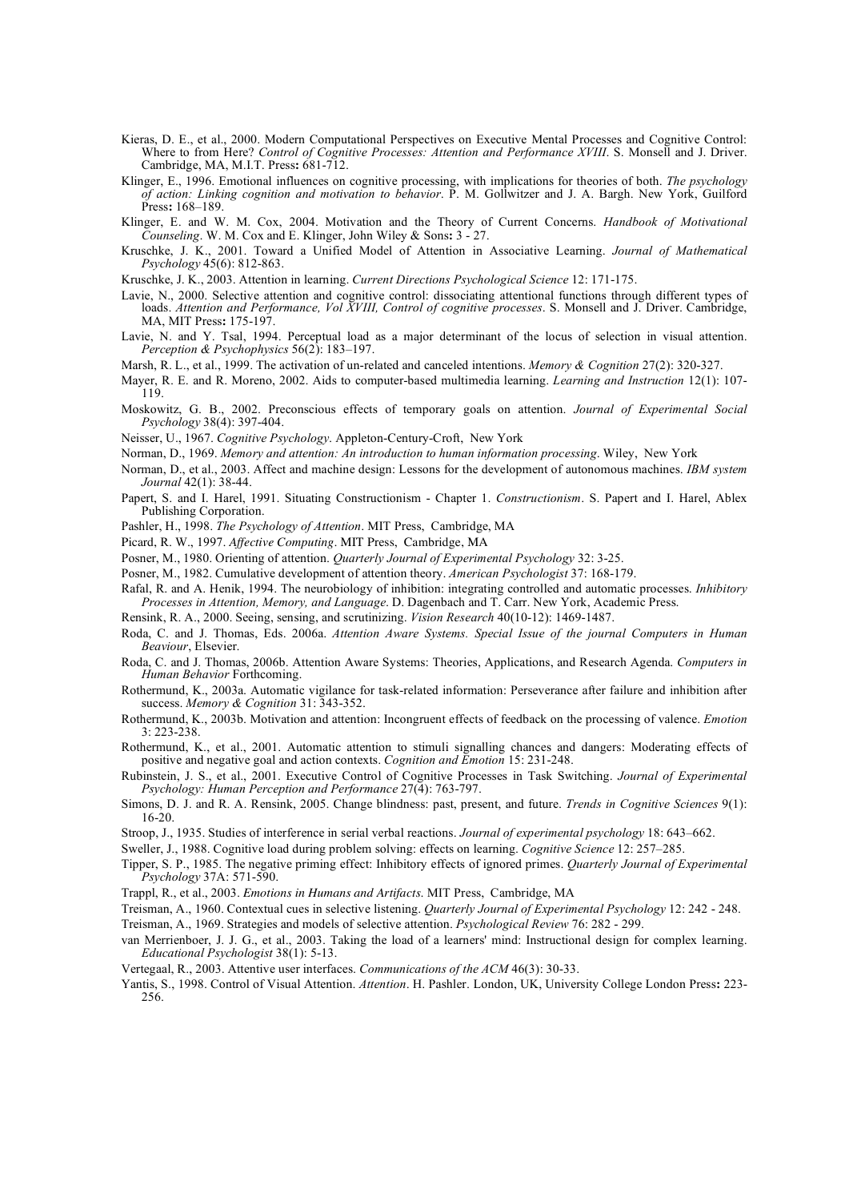Kieras, D. E., et al., 2000. Modern Computational Perspectives on Executive Mental Processes and Cognitive Control: Where to from Here? *Control of Cognitive Processes: Attention and Performance XVIII*. S. Monsell and J. Driver. Cambridge, MA, M.I.T. Press**:** 681-712.

Klinger, E., 1996. Emotional influences on cognitive processing, with implications for theories of both. *The psychology of action: Linking cognition and motivation to behavior*. P. M. Gollwitzer and J. A. Bargh. New York, Guilford Press**:** 168–189.

Klinger, E. and W. M. Cox, 2004. Motivation and the Theory of Current Concerns. *Handbook of Motivational Counseling*. W. M. Cox and E. Klinger, John Wiley & Sons**:** 3 - 27.

Kruschke, J. K., 2001. Toward a Unified Model of Attention in Associative Learning. *Journal of Mathematical Psychology* 45(6): 812-863.

Kruschke, J. K., 2003. Attention in learning. *Current Directions Psychological Science* 12: 171-175.

Lavie, N., 2000. Selective attention and cognitive control: dissociating attentional functions through different types of loads. *Attention and Performance, Vol XVIII, Control of cognitive processes*. S. Monsell and J. Driver. Cambridge, MA, MIT Press**:** 175-197.

Lavie, N. and Y. Tsal, 1994. Perceptual load as a major determinant of the locus of selection in visual attention. *Perception & Psychophysics* 56(2): 183–197.

Marsh, R. L., et al., 1999. The activation of un-related and canceled intentions. *Memory & Cognition* 27(2): 320-327.

Mayer, R. E. and R. Moreno, 2002. Aids to computer-based multimedia learning. *Learning and Instruction* 12(1): 107-119.

Moskowitz, G. B., 2002. Preconscious effects of temporary goals on attention. *Journal of Experimental Social Psychology* 38(4): 397-404.

Neisser, U., 1967. *Cognitive Psychology*. Appleton-Century-Croft, New York

Norman, D., 1969. *Memory and attention: An introduction to human information processing*. Wiley, New York

Norman, D., et al., 2003. Affect and machine design: Lessons for the development of autonomous machines. *IBM system Journal* 42(1): 38-44.

Papert, S. and I. Harel, 1991. Situating Constructionism - Chapter 1. *Constructionism*. S. Papert and I. Harel, Ablex Publishing Corporation.

Pashler, H., 1998. *The Psychology of Attention*. MIT Press, Cambridge, MA

Picard, R. W., 1997. *Affective Computing*. MIT Press, Cambridge, MA

Posner, M., 1980. Orienting of attention. *Quarterly Journal of Experimental Psychology* 32: 3-25.

Posner, M., 1982. Cumulative development of attention theory. *American Psychologist* 37: 168-179.

Rafal, R. and A. Henik, 1994. The neurobiology of inhibition: integrating controlled and automatic processes. *Inhibitory Processes in Attention, Memory, and Language*. D. Dagenbach and T. Carr. New York, Academic Press.

Rensink, R. A., 2000. Seeing, sensing, and scrutinizing. *Vision Research* 40(10-12): 1469-1487.

Roda, C. and J. Thomas, Eds. 2006a. *Attention Aware Systems. Special Issue of the journal Computers in Human Beaviour*, Elsevier.

Roda, C. and J. Thomas, 2006b. Attention Aware Systems: Theories, Applications, and Research Agenda. *Computers in Human Behavior* Forthcoming.

Rothermund, K., 2003a. Automatic vigilance for task-related information: Perseverance after failure and inhibition after success. *Memory & Cognition* 31: 343-352.

Rothermund, K., 2003b. Motivation and attention: Incongruent effects of feedback on the processing of valence. *Emotion* 3: 223-238.

Rothermund, K., et al., 2001. Automatic attention to stimuli signalling chances and dangers: Moderating effects of positive and negative goal and action contexts. *Cognition and Emotion* 15: 231-248.

Rubinstein, J. S., et al., 2001. Executive Control of Cognitive Processes in Task Switching. *Journal of Experimental Psychology: Human Perception and Performance* 27(4): 763-797.

Simons, D. J. and R. A. Rensink, 2005. Change blindness: past, present, and future. *Trends in Cognitive Sciences* 9(1): 16-20.

Stroop, J., 1935. Studies of interference in serial verbal reactions. *Journal of experimental psychology* 18: 643–662.

Sweller, J., 1988. Cognitive load during problem solving: effects on learning. *Cognitive Science* 12: 257–285.

Tipper, S. P., 1985. The negative priming effect: Inhibitory effects of ignored primes. *Quarterly Journal of Experimental Psychology* 37A: 571-590.

Trappl, R., et al., 2003. *Emotions in Humans and Artifacts*. MIT Press, Cambridge, MA

Treisman, A., 1960. Contextual cues in selective listening. *Quarterly Journal of Experimental Psychology* 12: 242 - 248.

Treisman, A., 1969. Strategies and models of selective attention. *Psychological Review* 76: 282 - 299.

van Merrienboer, J. J. G., et al., 2003. Taking the load of a learners' mind: Instructional design for complex learning. *Educational Psychologist* 38(1): 5-13.

Vertegaal, R., 2003. Attentive user interfaces. *Communications of the ACM* 46(3): 30-33.

Yantis, S., 1998. Control of Visual Attention. *Attention*. H. Pashler. London, UK, University College London Press**:** 223-256.